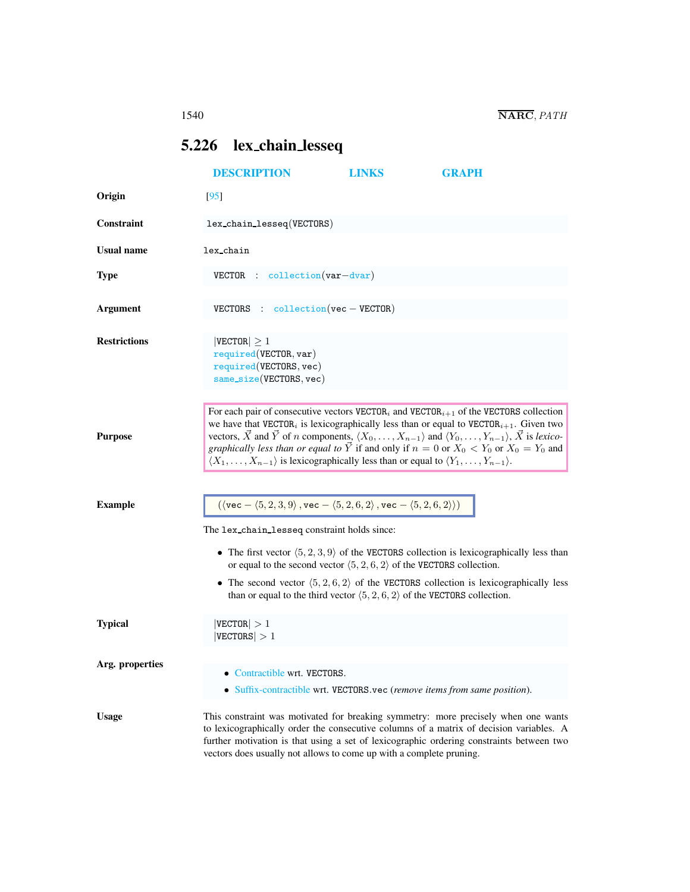## 5.226 lex_chain_lesseq

DESCRIPTION LINKS GRAPH

**Origin** [95]

**Constraint** `lex_chain_lesseq(VECTORS)`

**Usual name** `lex_chain`

**Type** VECTOR : collection(var−dvar)

**Argument** VECTORS : collection(vec − VECTOR)

**Restrictions**
|VECTOR| ≥ 1
required(VECTOR, var)
required(VECTORS, vec)
same_size(VECTORS, vec)

**Purpose**

For each pair of consecutive vectors $\text{VECTOR}_i$ and $\text{VECTOR}_{i+1}$ of the VECTORS collection we have that $\text{VECTOR}_i$ is lexicographically less than or equal to $\text{VECTOR}_{i+1}$. Given two vectors, $\vec{X}$ and $\vec{Y}$ of $n$ components, $\langle X_0, \ldots, X_{n-1}\rangle$ and $\langle Y_0, \ldots, Y_{n-1}\rangle$, $\vec{X}$ is *lexicographically less than or equal to* $\vec{Y}$ if and only if $n = 0$ or $X_0 < Y_0$ or $X_0 = Y_0$ and $\langle X_1, \ldots, X_{n-1}\rangle$ is lexicographically less than or equal to $\langle Y_1, \ldots, Y_{n-1}\rangle$.

**Example**

$(\langle \text{vec} - \langle 5, 2, 3, 9\rangle, \text{vec} - \langle 5, 2, 6, 2\rangle, \text{vec} - \langle 5, 2, 6, 2\rangle\rangle)$

The `lex_chain_lesseq` constraint holds since:

- The first vector $\langle 5, 2, 3, 9\rangle$ of the VECTORS collection is lexicographically less than or equal to the second vector $\langle 5, 2, 6, 2\rangle$ of the VECTORS collection.
- The second vector $\langle 5, 2, 6, 2\rangle$ of the VECTORS collection is lexicographically less than or equal to the third vector $\langle 5, 2, 6, 2\rangle$ of the VECTORS collection.

**Typical**
|VECTOR| > 1
|VECTORS| > 1

**Arg. properties**

- Contractible wrt. VECTORS.
- Suffix-contractible wrt. VECTORS.vec (*remove items from same position*).

**Usage**

This constraint was motivated for breaking symmetry: more precisely when one wants to lexicographically order the consecutive columns of a matrix of decision variables. A further motivation is that using a set of lexicographic ordering constraints between two vectors does usually not allows to come up with a complete pruning.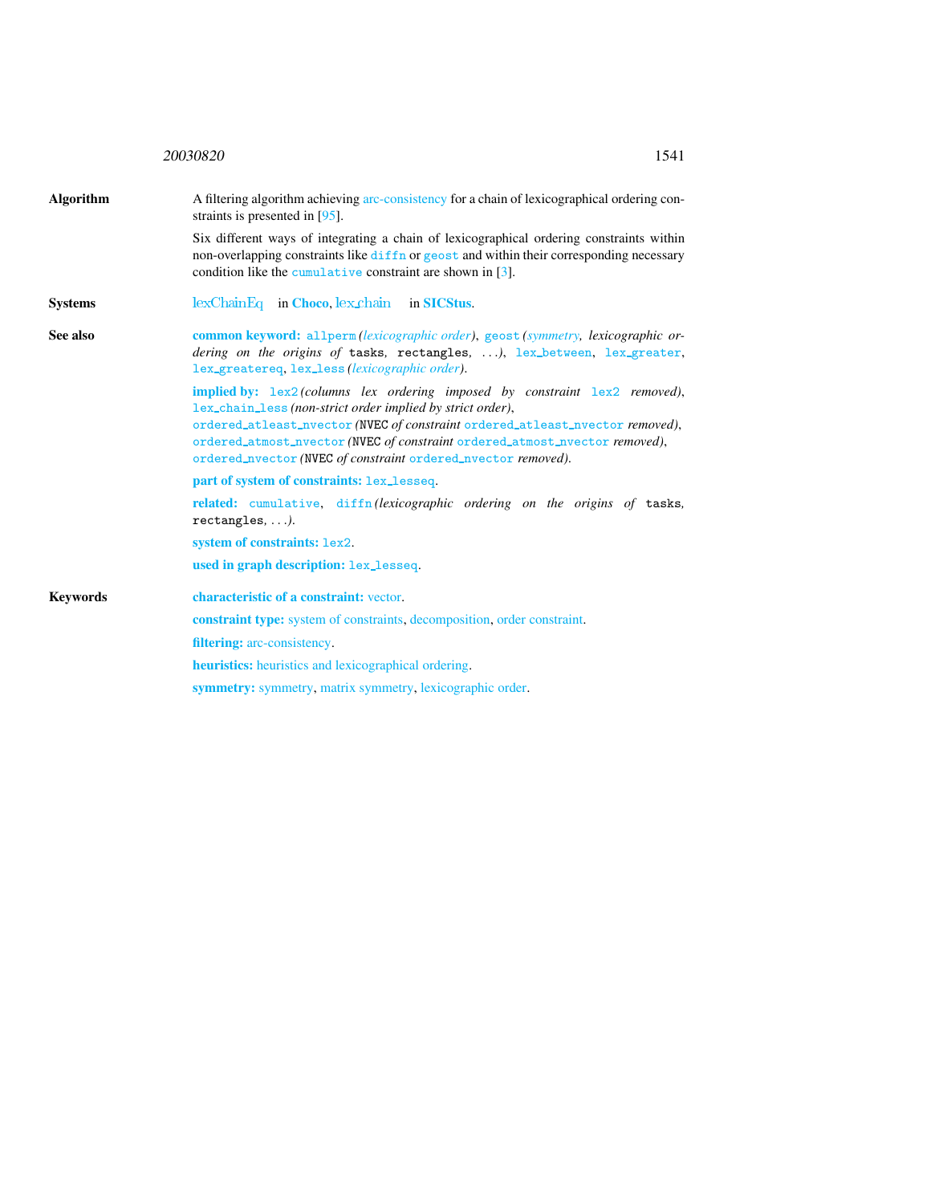**Algorithm**

A filtering algorithm achieving arc-consistency for a chain of lexicographical ordering constraints is presented in [95].

Six different ways of integrating a chain of lexicographical ordering constraints within non-overlapping constraints like diffn or geost and within their corresponding necessary condition like the cumulative constraint are shown in [3].

**Systems**

lexChainEq in **Choco**, lex_chain in **SICStus**.

**See also**

**common keyword:** allperm *(lexicographic order)*, geost *(symmetry, lexicographic ordering on the origins of* tasks*,* rectangles*, ...)*, lex_between, lex_greater, lex_greatereq, lex_less *(lexicographic order)*.

**implied by:** lex2 *(columns lex ordering imposed by constraint* lex2 *removed)*, lex_chain_less *(non-strict order implied by strict order)*, ordered_atleast_nvector *(*NVEC *of constraint* ordered_atleast_nvector *removed)*, ordered_atmost_nvector *(*NVEC *of constraint* ordered_atmost_nvector *removed)*, ordered_nvector *(*NVEC *of constraint* ordered_nvector *removed)*.

**part of system of constraints:** lex_lesseq.

**related:** cumulative, diffn *(lexicographic ordering on the origins of* tasks*,* rectangles*, ...)*.

**system of constraints:** lex2.

**used in graph description:** lex_lesseq.

**Keywords**

**characteristic of a constraint:** vector.

**constraint type:** system of constraints, decomposition, order constraint.

**filtering:** arc-consistency.

**heuristics:** heuristics and lexicographical ordering.

**symmetry:** symmetry, matrix symmetry, lexicographic order.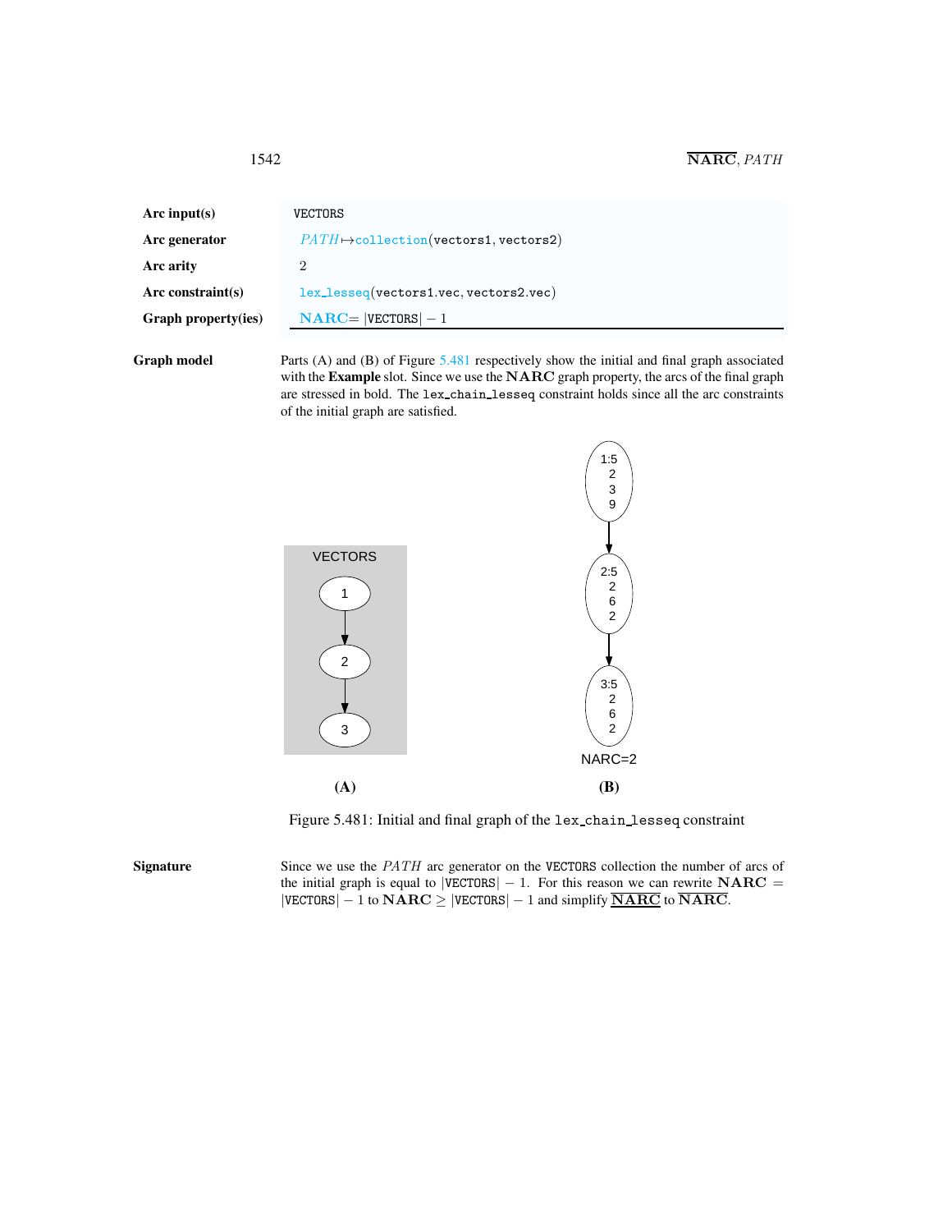| | |
|---|---|
| **Arc input(s)** | VECTORS |
| **Arc generator** | *PATH* ↦ collection(vectors1, vectors2) |
| **Arc arity** | 2 |
| **Arc constraint(s)** | lex_lesseq(vectors1.vec, vectors2.vec) |
| **Graph property(ies)** | **NARC** = \|VECTORS\| − 1 |

**Graph model** Parts (A) and (B) of Figure 5.481 respectively show the initial and final graph associated with the **Example** slot. Since we use the **NARC** graph property, the arcs of the final graph are stressed in bold. The lex_chain_lesseq constraint holds since all the arc constraints of the initial graph are satisfied.

Figure 5.481: Initial and final graph of the lex_chain_lesseq constraint

**Signature** Since we use the *PATH* arc generator on the VECTORS collection the number of arcs of the initial graph is equal to |VECTORS| − 1. For this reason we can rewrite **NARC** = |VECTORS| − 1 to **NARC** ≥ |VECTORS| − 1 and simplify $\underline{\overline{\textbf{NARC}}}$ to $\overline{\textbf{NARC}}$.